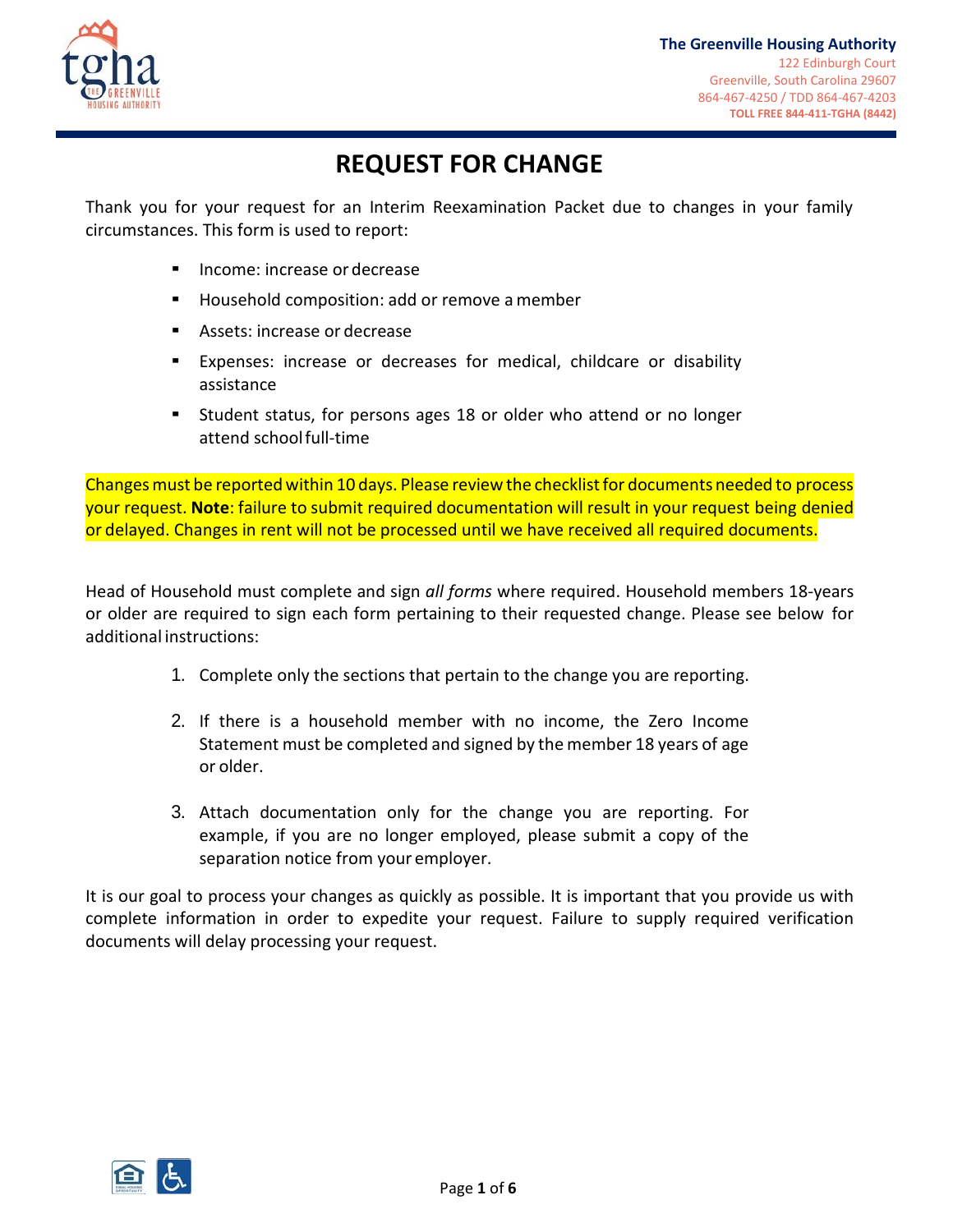The Greenville Housing Authority
122 Edinburgh Court
Greenville, South Carolina 29607
864-467-4250 / TDD 864-467-4203
**TOLL FREE 844-411-TGHA (8442)**

# REQUEST FOR CHANGE

Thank you for your request for an Interim Reexamination Packet due to changes in your family circumstances. This form is used to report:

- Income: increase or decrease
- Household composition: add or remove a member
- Assets: increase or decrease
- Expenses: increase or decreases for medical, childcare or disability assistance
- Student status, for persons ages 18 or older who attend or no longer attend school full-time

Changes must be reported within 10 days. Please review the checklist for documents needed to process your request. **Note**: failure to submit required documentation will result in your request being denied or delayed. Changes in rent will not be processed until we have received all required documents.

Head of Household must complete and sign *all forms* where required. Household members 18-years or older are required to sign each form pertaining to their requested change. Please see below for additional instructions:

1. Complete only the sections that pertain to the change you are reporting.
2. If there is a household member with no income, the Zero Income Statement must be completed and signed by the member 18 years of age or older.
3. Attach documentation only for the change you are reporting. For example, if you are no longer employed, please submit a copy of the separation notice from your employer.

It is our goal to process your changes as quickly as possible. It is important that you provide us with complete information in order to expedite your request. Failure to supply required verification documents will delay processing your request.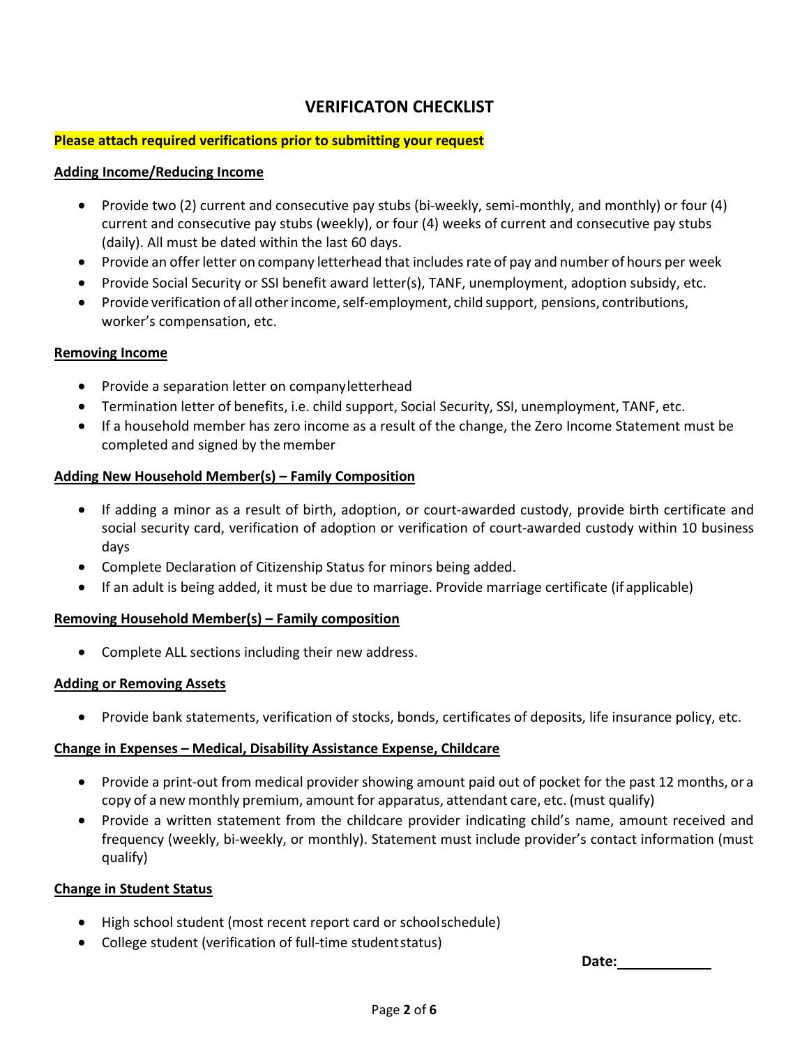# VERIFICATON CHECKLIST

**Please attach required verifications prior to submitting your request**

**Adding Income/Reducing Income**

- Provide two (2) current and consecutive pay stubs (bi-weekly, semi-monthly, and monthly) or four (4) current and consecutive pay stubs (weekly), or four (4) weeks of current and consecutive pay stubs (daily). All must be dated within the last 60 days.
- Provide an offer letter on company letterhead that includes rate of pay and number of hours per week
- Provide Social Security or SSI benefit award letter(s), TANF, unemployment, adoption subsidy, etc.
- Provide verification of all other income, self-employment, child support, pensions, contributions, worker's compensation, etc.

**Removing Income**

- Provide a separation letter on company letterhead
- Termination letter of benefits, i.e. child support, Social Security, SSI, unemployment, TANF, etc.
- If a household member has zero income as a result of the change, the Zero Income Statement must be completed and signed by the member

**Adding New Household Member(s) – Family Composition**

- If adding a minor as a result of birth, adoption, or court-awarded custody, provide birth certificate and social security card, verification of adoption or verification of court-awarded custody within 10 business days
- Complete Declaration of Citizenship Status for minors being added.
- If an adult is being added, it must be due to marriage. Provide marriage certificate (if applicable)

**Removing Household Member(s) – Family composition**

- Complete ALL sections including their new address.

**Adding or Removing Assets**

- Provide bank statements, verification of stocks, bonds, certificates of deposits, life insurance policy, etc.

**Change in Expenses – Medical, Disability Assistance Expense, Childcare**

- Provide a print-out from medical provider showing amount paid out of pocket for the past 12 months, or a copy of a new monthly premium, amount for apparatus, attendant care, etc. (must qualify)
- Provide a written statement from the childcare provider indicating child's name, amount received and frequency (weekly, bi-weekly, or monthly). Statement must include provider's contact information (must qualify)

**Change in Student Status**

- High school student (most recent report card or school schedule)
- College student (verification of full-time student status)

**Date:**____________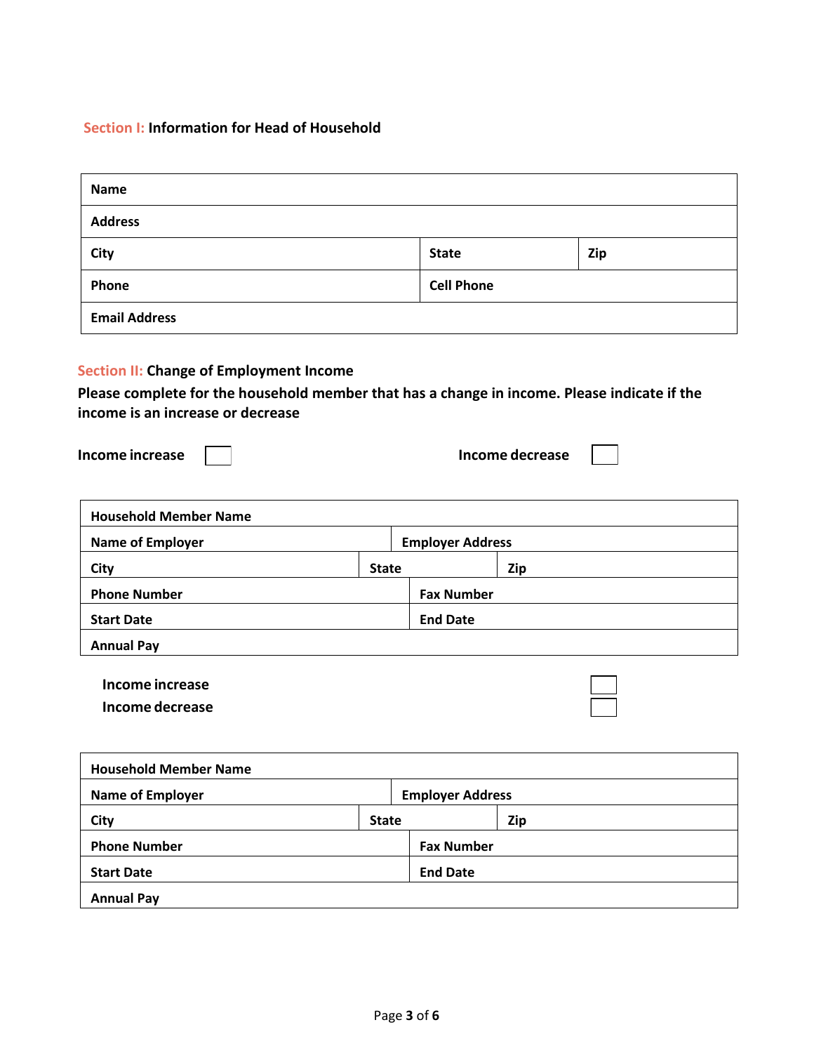## Section I: Information for Head of Household

| Name | | |
|---|---|---|
| Address | | |
| City | State | Zip |
| Phone | Cell Phone | |
| Email Address | | |

## Section II: Change of Employment Income

**Please complete for the household member that has a change in income. Please indicate if the income is an increase or decrease**

**Income increase** ☐ **Income decrease** ☐

| Household Member Name | | |
|---|---|---|
| Name of Employer | Employer Address | |
| City | State | Zip |
| Phone Number | Fax Number | |
| Start Date | End Date | |
| Annual Pay | | |

**Income increase** ☐
**Income decrease** ☐

| Household Member Name | | |
|---|---|---|
| Name of Employer | Employer Address | |
| City | State | Zip |
| Phone Number | Fax Number | |
| Start Date | End Date | |
| Annual Pay | | |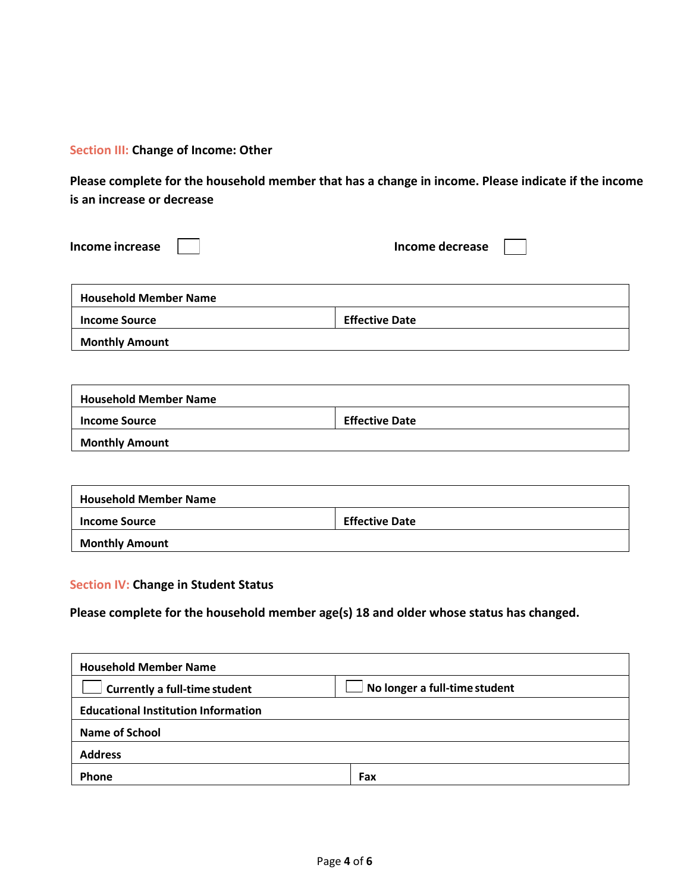## Section III: Change of Income: Other

**Please complete for the household member that has a change in income. Please indicate if the income is an increase or decrease**

**Income increase** ☐ **Income decrease** ☐

| **Household Member Name** | |
|---|---|
| **Income Source** | **Effective Date** |
| **Monthly Amount** | |

| **Household Member Name** | |
|---|---|
| **Income Source** | **Effective Date** |
| **Monthly Amount** | |

| **Household Member Name** | |
|---|---|
| **Income Source** | **Effective Date** |
| **Monthly Amount** | |

## Section IV: Change in Student Status

**Please complete for the household member age(s) 18 and older whose status has changed.**

| **Household Member Name** | |
|---|---|
| ☐ **Currently a full-time student** | ☐ **No longer a full-time student** |
| **Educational Institution Information** | |
| **Name of School** | |
| **Address** | |
| **Phone** | **Fax** |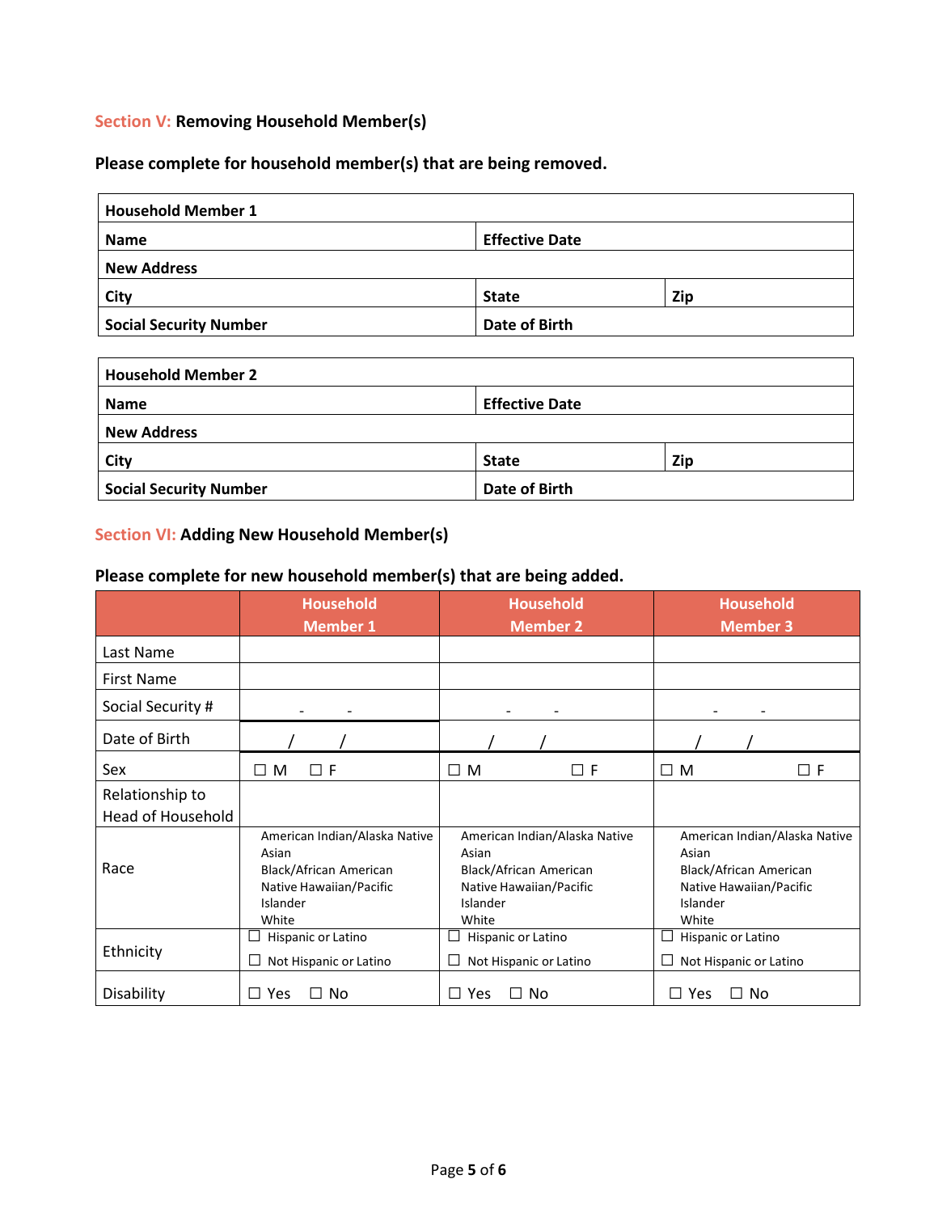## Section V: Removing Household Member(s)

**Please complete for household member(s) that are being removed.**

| **Household Member 1** | | |
|---|---|---|
| **Name** | **Effective Date** | |
| **New Address** | | |
| **City** | **State** | **Zip** |
| **Social Security Number** | **Date of Birth** | |

| **Household Member 2** | | |
|---|---|---|
| **Name** | **Effective Date** | |
| **New Address** | | |
| **City** | **State** | **Zip** |
| **Social Security Number** | **Date of Birth** | |

## Section VI: Adding New Household Member(s)

**Please complete for new household member(s) that are being added.**

| | Household Member 1 | Household Member 2 | Household Member 3 |
|---|---|---|---|
| Last Name | | | |
| First Name | | | |
| Social Security # | - - | - - | - - |
| Date of Birth | / / | / / | / / |
| Sex | ☐ M ☐ F | ☐ M ☐ F | ☐ M ☐ F |
| Relationship to Head of Household | | | |
| Race | American Indian/Alaska Native<br>Asian<br>Black/African American<br>Native Hawaiian/Pacific Islander<br>White | American Indian/Alaska Native<br>Asian<br>Black/African American<br>Native Hawaiian/Pacific Islander<br>White | American Indian/Alaska Native<br>Asian<br>Black/African American<br>Native Hawaiian/Pacific Islander<br>White |
| Ethnicity | ☐ Hispanic or Latino<br>☐ Not Hispanic or Latino | ☐ Hispanic or Latino<br>☐ Not Hispanic or Latino | ☐ Hispanic or Latino<br>☐ Not Hispanic or Latino |
| Disability | ☐ Yes ☐ No | ☐ Yes ☐ No | ☐ Yes ☐ No |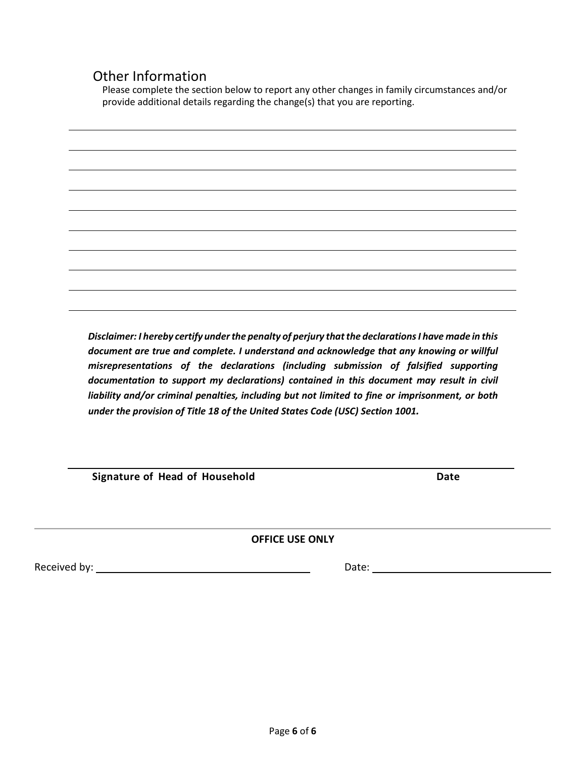## Other Information

Please complete the section below to report any other changes in family circumstances and/or provide additional details regarding the change(s) that you are reporting.

_______________________________________________________________________________

_______________________________________________________________________________

_______________________________________________________________________________

_______________________________________________________________________________

_______________________________________________________________________________

_______________________________________________________________________________

_______________________________________________________________________________

_______________________________________________________________________________

_______________________________________________________________________________

***Disclaimer: I hereby certify under the penalty of perjury that the declarations I have made in this document are true and complete. I understand and acknowledge that any knowing or willful misrepresentations of the declarations (including submission of falsified supporting documentation to support my declarations) contained in this document may result in civil liability and/or criminal penalties, including but not limited to fine or imprisonment, or both under the provision of Title 18 of the United States Code (USC) Section 1001.***

_______________________________________________________________________________

**Signature of Head of Household** **Date**

---

**OFFICE USE ONLY**

Received by: ______________________________ Date: ______________________________